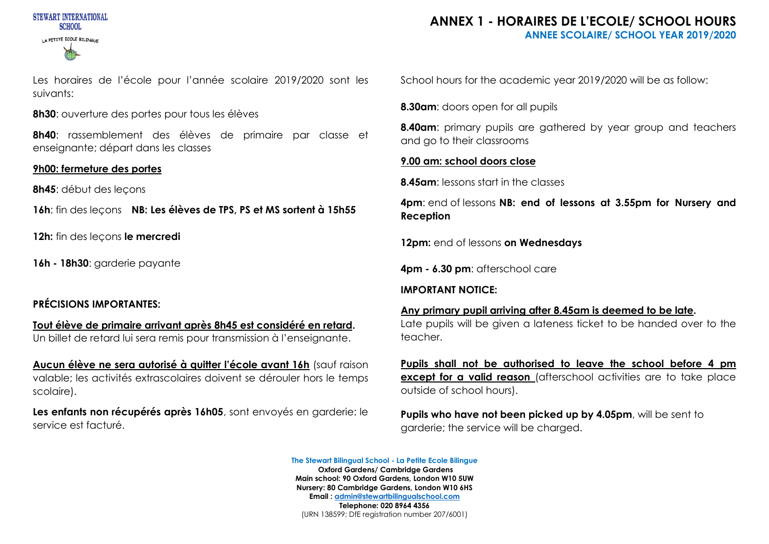STEWART INTERNATIONAL SCHOOL

LA PETITE ECOLE BILINGUE

# ANNEX 1 - HORAIRES DE L'ECOLE/ SCHOOL HOURS

## ANNEE SCOLAIRE/ SCHOOL YEAR 2019/2020

Les horaires de l'école pour l'année scolaire 2019/2020 sont les suivants:

**8h30**: ouverture des portes pour tous les élèves

**8h40**: rassemblement des élèves de primaire par classe et enseignante; départ dans les classes

**<u>9h00: fermeture des portes</u>**

**8h45**: début des leçons

**16h**: fin des leçons **NB: Les élèves de TPS, PS et MS sortent à 15h55**

**12h:** fin des leçons **le mercredi**

**16h - 18h30**: garderie payante

**PRÉCISIONS IMPORTANTES:**

**<u>Tout élève de primaire arrivant après 8h45 est considéré en retard</u>.** Un billet de retard lui sera remis pour transmission à l'enseignante.

**<u>Aucun élève ne sera autorisé à quitter l'école avant 16h</u>** (sauf raison valable; les activités extrascolaires doivent se dérouler hors le temps scolaire).

**Les enfants non récupérés après 16h05**, sont envoyés en garderie: le service est facturé.

School hours for the academic year 2019/2020 will be as follow:

**8.30am**: doors open for all pupils

**8.40am**: primary pupils are gathered by year group and teachers and go to their classrooms

**<u>9.00 am: school doors close</u>**

**8.45am**: lessons start in the classes

**4pm**: end of lessons **NB: end of lessons at 3.55pm for Nursery and Reception**

**12pm:** end of lessons **on Wednesdays**

**4pm - 6.30 pm**: afterschool care

**IMPORTANT NOTICE:**

**<u>Any primary pupil arriving after 8.45am is deemed to be late</u>.** Late pupils will be given a lateness ticket to be handed over to the teacher.

**<u>Pupils shall not be authorised to leave the school before 4 pm except for a valid reason</u>** (afterschool activities are to take place outside of school hours).

**Pupils who have not been picked up by 4.05pm**, will be sent to garderie; the service will be charged.

**The Stewart Bilingual School - La Petite Ecole Bilingue**
**Oxford Gardens/ Cambridge Gardens**
**Main school: 90 Oxford Gardens, London W10 5UW**
**Nursery: 80 Cambridge Gardens, London W10 6HS**
**Email : admin@stewartbilingualschool.com**
**Telephone: 020 8964 4356**
(URN 138599; DfE registration number 207/6001)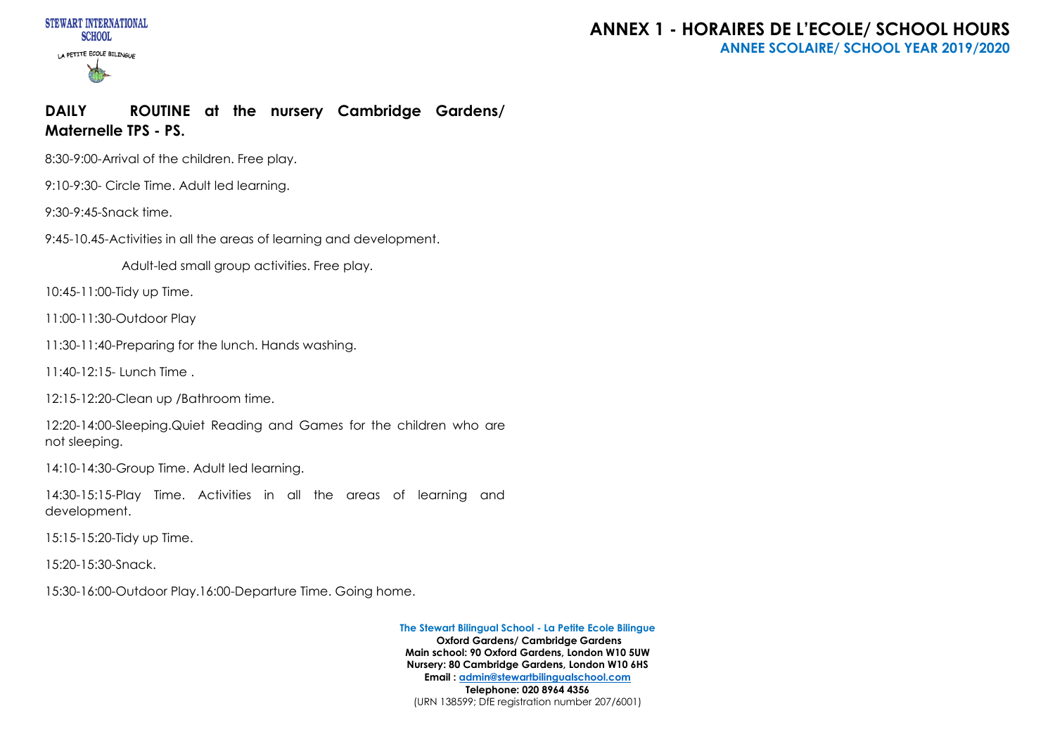STEWART INTERNATIONAL SCHOOL

LA PETITE ECOLE BILINGUE

# ANNEX 1 - HORAIRES DE L'ECOLE/ SCHOOL HOURS

**ANNEE SCOLAIRE/ SCHOOL YEAR 2019/2020**

## DAILY ROUTINE at the nursery Cambridge Gardens/ Maternelle TPS - PS.

8:30-9:00-Arrival of the children. Free play.

9:10-9:30- Circle Time. Adult led learning.

9:30-9:45-Snack time.

9:45-10.45-Activities in all the areas of learning and development.

Adult-led small group activities. Free play.

10:45-11:00-Tidy up Time.

11:00-11:30-Outdoor Play

11:30-11:40-Preparing for the lunch. Hands washing.

11:40-12:15- Lunch Time .

12:15-12:20-Clean up /Bathroom time.

12:20-14:00-Sleeping.Quiet Reading and Games for the children who are not sleeping.

14:10-14:30-Group Time. Adult led learning.

14:30-15:15-Play Time. Activities in all the areas of learning and development.

15:15-15:20-Tidy up Time.

15:20-15:30-Snack.

15:30-16:00-Outdoor Play.16:00-Departure Time. Going home.

**The Stewart Bilingual School - La Petite Ecole Bilingue**
**Oxford Gardens/ Cambridge Gardens**
**Main school: 90 Oxford Gardens, London W10 5UW**
**Nursery: 80 Cambridge Gardens, London W10 6HS**
**Email : admin@stewartbilingualschool.com**
**Telephone: 020 8964 4356**
(URN 138599; DfE registration number 207/6001)